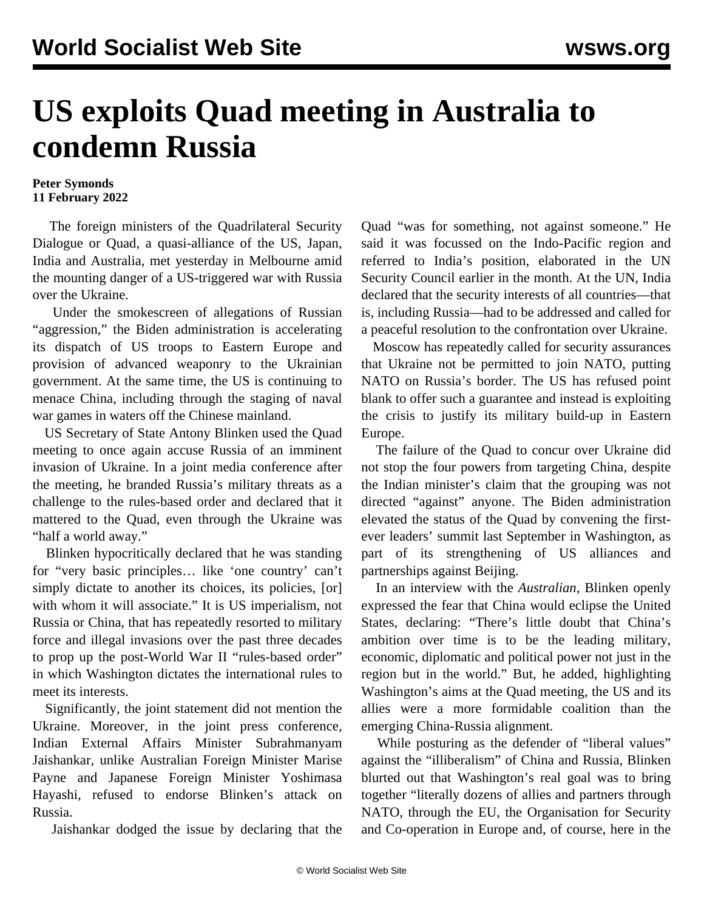# US exploits Quad meeting in Australia to condemn Russia

**Peter Symonds**
**11 February 2022**

The foreign ministers of the Quadrilateral Security Dialogue or Quad, a quasi-alliance of the US, Japan, India and Australia, met yesterday in Melbourne amid the mounting danger of a US-triggered war with Russia over the Ukraine.

Under the smokescreen of allegations of Russian "aggression," the Biden administration is accelerating its dispatch of US troops to Eastern Europe and provision of advanced weaponry to the Ukrainian government. At the same time, the US is continuing to menace China, including through the staging of naval war games in waters off the Chinese mainland.

US Secretary of State Antony Blinken used the Quad meeting to once again accuse Russia of an imminent invasion of Ukraine. In a joint media conference after the meeting, he branded Russia's military threats as a challenge to the rules-based order and declared that it mattered to the Quad, even through the Ukraine was "half a world away."

Blinken hypocritically declared that he was standing for "very basic principles… like 'one country' can't simply dictate to another its choices, its policies, [or] with whom it will associate." It is US imperialism, not Russia or China, that has repeatedly resorted to military force and illegal invasions over the past three decades to prop up the post-World War II "rules-based order" in which Washington dictates the international rules to meet its interests.

Significantly, the joint statement did not mention the Ukraine. Moreover, in the joint press conference, Indian External Affairs Minister Subrahmanyam Jaishankar, unlike Australian Foreign Minister Marise Payne and Japanese Foreign Minister Yoshimasa Hayashi, refused to endorse Blinken's attack on Russia.

Jaishankar dodged the issue by declaring that the Quad "was for something, not against someone." He said it was focussed on the Indo-Pacific region and referred to India's position, elaborated in the UN Security Council earlier in the month. At the UN, India declared that the security interests of all countries—that is, including Russia—had to be addressed and called for a peaceful resolution to the confrontation over Ukraine.

Moscow has repeatedly called for security assurances that Ukraine not be permitted to join NATO, putting NATO on Russia's border. The US has refused point blank to offer such a guarantee and instead is exploiting the crisis to justify its military build-up in Eastern Europe.

The failure of the Quad to concur over Ukraine did not stop the four powers from targeting China, despite the Indian minister's claim that the grouping was not directed "against" anyone. The Biden administration elevated the status of the Quad by convening the first-ever leaders' summit last September in Washington, as part of its strengthening of US alliances and partnerships against Beijing.

In an interview with the *Australian*, Blinken openly expressed the fear that China would eclipse the United States, declaring: "There's little doubt that China's ambition over time is to be the leading military, economic, diplomatic and political power not just in the region but in the world." But, he added, highlighting Washington's aims at the Quad meeting, the US and its allies were a more formidable coalition than the emerging China-Russia alignment.

While posturing as the defender of "liberal values" against the "illiberalism" of China and Russia, Blinken blurted out that Washington's real goal was to bring together "literally dozens of allies and partners through NATO, through the EU, the Organisation for Security and Co-operation in Europe and, of course, here in the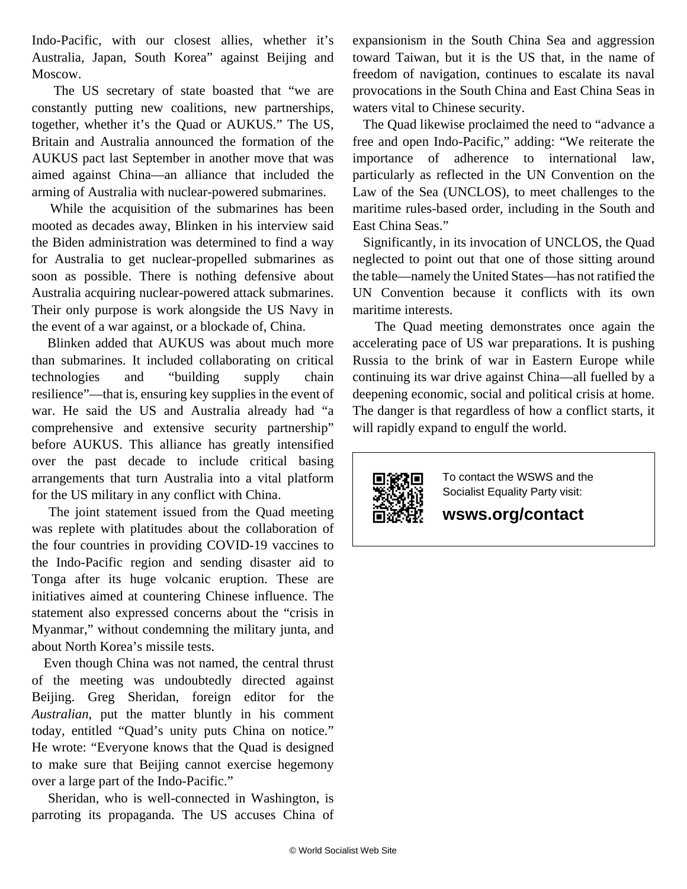Indo-Pacific, with our closest allies, whether it's Australia, Japan, South Korea" against Beijing and Moscow.

The US secretary of state boasted that "we are constantly putting new coalitions, new partnerships, together, whether it's the Quad or AUKUS." The US, Britain and Australia announced the formation of the AUKUS pact last September in another move that was aimed against China—an alliance that included the arming of Australia with nuclear-powered submarines.

While the acquisition of the submarines has been mooted as decades away, Blinken in his interview said the Biden administration was determined to find a way for Australia to get nuclear-propelled submarines as soon as possible. There is nothing defensive about Australia acquiring nuclear-powered attack submarines. Their only purpose is work alongside the US Navy in the event of a war against, or a blockade of, China.

Blinken added that AUKUS was about much more than submarines. It included collaborating on critical technologies and "building supply chain resilience"—that is, ensuring key supplies in the event of war. He said the US and Australia already had "a comprehensive and extensive security partnership" before AUKUS. This alliance has greatly intensified over the past decade to include critical basing arrangements that turn Australia into a vital platform for the US military in any conflict with China.

The joint statement issued from the Quad meeting was replete with platitudes about the collaboration of the four countries in providing COVID-19 vaccines to the Indo-Pacific region and sending disaster aid to Tonga after its huge volcanic eruption. These are initiatives aimed at countering Chinese influence. The statement also expressed concerns about the "crisis in Myanmar," without condemning the military junta, and about North Korea's missile tests.

Even though China was not named, the central thrust of the meeting was undoubtedly directed against Beijing. Greg Sheridan, foreign editor for the *Australian*, put the matter bluntly in his comment today, entitled "Quad's unity puts China on notice." He wrote: "Everyone knows that the Quad is designed to make sure that Beijing cannot exercise hegemony over a large part of the Indo-Pacific."

Sheridan, who is well-connected in Washington, is parroting its propaganda. The US accuses China of expansionism in the South China Sea and aggression toward Taiwan, but it is the US that, in the name of freedom of navigation, continues to escalate its naval provocations in the South China and East China Seas in waters vital to Chinese security.

The Quad likewise proclaimed the need to "advance a free and open Indo-Pacific," adding: "We reiterate the importance of adherence to international law, particularly as reflected in the UN Convention on the Law of the Sea (UNCLOS), to meet challenges to the maritime rules-based order, including in the South and East China Seas."

Significantly, in its invocation of UNCLOS, the Quad neglected to point out that one of those sitting around the table—namely the United States—has not ratified the UN Convention because it conflicts with its own maritime interests.

The Quad meeting demonstrates once again the accelerating pace of US war preparations. It is pushing Russia to the brink of war in Eastern Europe while continuing its war drive against China—all fuelled by a deepening economic, social and political crisis at home. The danger is that regardless of how a conflict starts, it will rapidly expand to engulf the world.

To contact the WSWS and the Socialist Equality Party visit:

**wsws.org/contact**